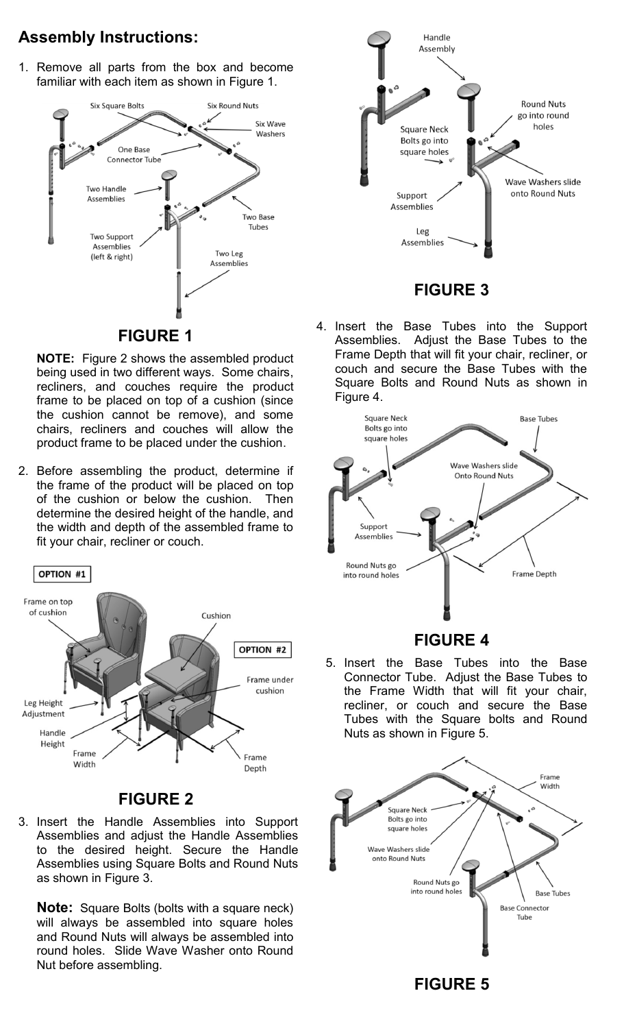## Assembly Instructions:

1. Remove all parts from the box and become familiar with each item as shown in Figure 1.

Six Square Bolts

Six Round Nuts

Six Wave Washers

One Base Connector Tube

Two Handle Assemblies

Two Base Tubes

Two Support Assemblies (left & right)

Two Leg Assemblies

**FIGURE 1**

**NOTE:** Figure 2 shows the assembled product being used in two different ways. Some chairs, recliners, and couches require the product frame to be placed on top of a cushion (since the cushion cannot be remove), and some chairs, recliners and couches will allow the product frame to be placed under the cushion.

2. Before assembling the product, determine if the frame of the product will be placed on top of the cushion or below the cushion. Then determine the desired height of the handle, and the width and depth of the assembled frame to fit your chair, recliner or couch.

OPTION #1

Frame on top of cushion

Cushion

OPTION #2

Frame under cushion

Leg Height Adjustment

Handle Height

Frame Width

Frame Depth

**FIGURE 2**

3. Insert the Handle Assemblies into Support Assemblies and adjust the Handle Assemblies to the desired height. Secure the Handle Assemblies using Square Bolts and Round Nuts as shown in Figure 3.

   **Note:** Square Bolts (bolts with a square neck) will always be assembled into square holes and Round Nuts will always be assembled into round holes. Slide Wave Washer onto Round Nut before assembling.

Handle Assembly

Round Nuts go into round holes

Square Neck Bolts go into square holes

Wave Washers slide onto Round Nuts

Support Assemblies

Leg Assemblies

**FIGURE 3**

4. Insert the Base Tubes into the Support Assemblies. Adjust the Base Tubes to the Frame Depth that will fit your chair, recliner, or couch and secure the Base Tubes with the Square Bolts and Round Nuts as shown in Figure 4.

Square Neck Bolts go into square holes

Base Tubes

Wave Washers slide Onto Round Nuts

Support Assemblies

Round Nuts go into round holes

Frame Depth

**FIGURE 4**

5. Insert the Base Tubes into the Base Connector Tube. Adjust the Base Tubes to the Frame Width that will fit your chair, recliner, or couch and secure the Base Tubes with the Square bolts and Round Nuts as shown in Figure 5.

Frame Width

Square Neck Bolts go into square holes

Wave Washers slide onto Round Nuts

Round Nuts go into round holes

Base Tubes

Base Connector Tube

**FIGURE 5**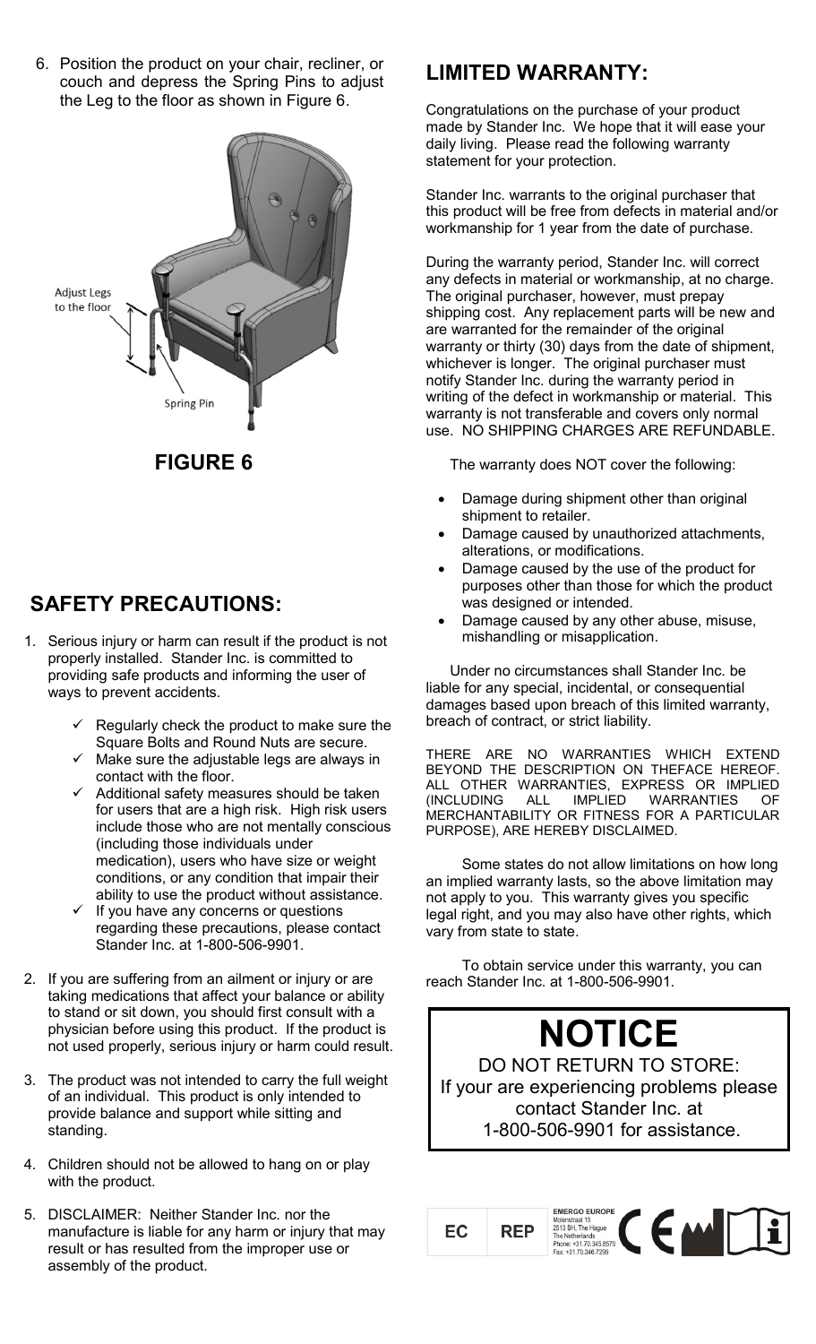6. Position the product on your chair, recliner, or couch and depress the Spring Pins to adjust the Leg to the floor as shown in Figure 6.

Adjust Legs to the floor

Spring Pin

**FIGURE 6**

## SAFETY PRECAUTIONS:

1. Serious injury or harm can result if the product is not properly installed. Stander Inc. is committed to providing safe products and informing the user of ways to prevent accidents.
   - ✓ Regularly check the product to make sure the Square Bolts and Round Nuts are secure.
   - ✓ Make sure the adjustable legs are always in contact with the floor.
   - ✓ Additional safety measures should be taken for users that are a high risk. High risk users include those who are not mentally conscious (including those individuals under medication), users who have size or weight conditions, or any condition that impair their ability to use the product without assistance.
   - ✓ If you have any concerns or questions regarding these precautions, please contact Stander Inc. at 1-800-506-9901.
2. If you are suffering from an ailment or injury or are taking medications that affect your balance or ability to stand or sit down, you should first consult with a physician before using this product. If the product is not used properly, serious injury or harm could result.
3. The product was not intended to carry the full weight of an individual. This product is only intended to provide balance and support while sitting and standing.
4. Children should not be allowed to hang on or play with the product.
5. DISCLAIMER: Neither Stander Inc. nor the manufacture is liable for any harm or injury that may result or has resulted from the improper use or assembly of the product.

## LIMITED WARRANTY:

Congratulations on the purchase of your product made by Stander Inc. We hope that it will ease your daily living. Please read the following warranty statement for your protection.

Stander Inc. warrants to the original purchaser that this product will be free from defects in material and/or workmanship for 1 year from the date of purchase.

During the warranty period, Stander Inc. will correct any defects in material or workmanship, at no charge. The original purchaser, however, must prepay shipping cost. Any replacement parts will be new and are warranted for the remainder of the original warranty or thirty (30) days from the date of shipment, whichever is longer. The original purchaser must notify Stander Inc. during the warranty period in writing of the defect in workmanship or material. This warranty is not transferable and covers only normal use. NO SHIPPING CHARGES ARE REFUNDABLE.

The warranty does NOT cover the following:

- Damage during shipment other than original shipment to retailer.
- Damage caused by unauthorized attachments, alterations, or modifications.
- Damage caused by the use of the product for purposes other than those for which the product was designed or intended.
- Damage caused by any other abuse, misuse, mishandling or misapplication.

Under no circumstances shall Stander Inc. be liable for any special, incidental, or consequential damages based upon breach of this limited warranty, breach of contract, or strict liability.

THERE ARE NO WARRANTIES WHICH EXTEND BEYOND THE DESCRIPTION ON THEFACE HEREOF. ALL OTHER WARRANTIES, EXPRESS OR IMPLIED (INCLUDING ALL IMPLIED WARRANTIES OF MERCHANTABILITY OR FITNESS FOR A PARTICULAR PURPOSE), ARE HEREBY DISCLAIMED.

Some states do not allow limitations on how long an implied warranty lasts, so the above limitation may not apply to you. This warranty gives you specific legal right, and you may also have other rights, which vary from state to state.

To obtain service under this warranty, you can reach Stander Inc. at 1-800-506-9901.

# NOTICE

DO NOT RETURN TO STORE:
If your are experiencing problems please contact Stander Inc. at 1-800-506-9901 for assistance.

EC REP

EMERGO EUROPE
Molenstraat 15
2513 BH, The Hague
The Netherlands
Phone: +31.70.345.8570
Fax: +31.70.346.7299